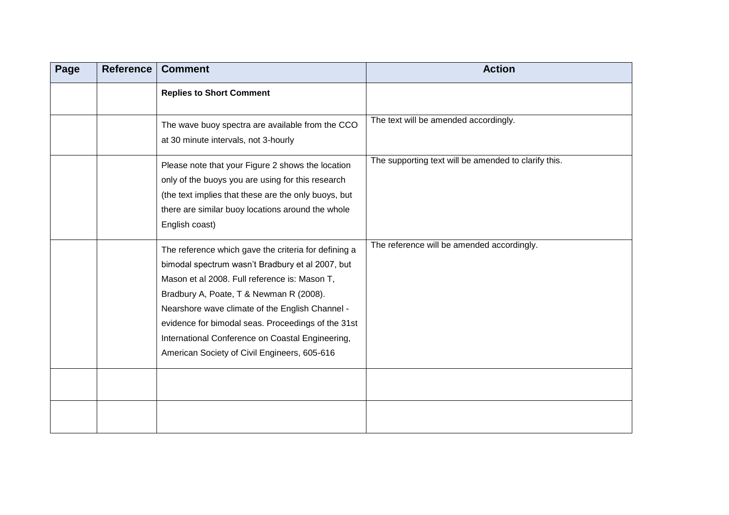| Page | Reference | Comment | Action |
|---|---|---|---|
| | | **Replies to Short Comment** | |
| | | The wave buoy spectra are available from the CCO at 30 minute intervals, not 3-hourly | The text will be amended accordingly. |
| | | Please note that your Figure 2 shows the location only of the buoys you are using for this research (the text implies that these are the only buoys, but there are similar buoy locations around the whole English coast) | The supporting text will be amended to clarify this. |
| | | The reference which gave the criteria for defining a bimodal spectrum wasn't Bradbury et al 2007, but Mason et al 2008. Full reference is: Mason T, Bradbury A, Poate, T & Newman R (2008). Nearshore wave climate of the English Channel - evidence for bimodal seas. Proceedings of the 31st International Conference on Coastal Engineering, American Society of Civil Engineers, 605-616 | The reference will be amended accordingly. |
| | | | |
| | | | |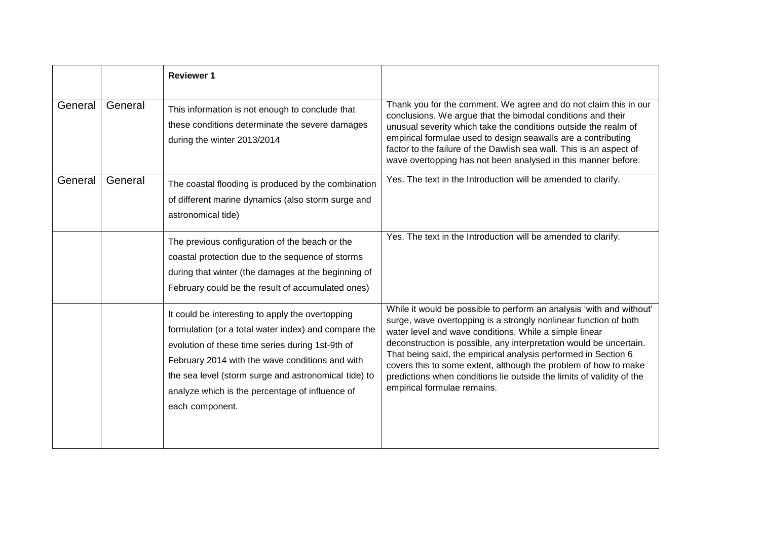| | | **Reviewer 1** | |
|---|---|---|---|
| General | General | This information is not enough to conclude that these conditions determinate the severe damages during the winter 2013/2014 | Thank you for the comment. We agree and do not claim this in our conclusions. We argue that the bimodal conditions and their unusual severity which take the conditions outside the realm of empirical formulae used to design seawalls are a contributing factor to the failure of the Dawlish sea wall. This is an aspect of wave overtopping has not been analysed in this manner before. |
| General | General | The coastal flooding is produced by the combination of different marine dynamics (also storm surge and astronomical tide) | Yes. The text in the Introduction will be amended to clarify. |
| | | The previous configuration of the beach or the coastal protection due to the sequence of storms during that winter (the damages at the beginning of February could be the result of accumulated ones) | Yes. The text in the Introduction will be amended to clarify. |
| | | It could be interesting to apply the overtopping formulation (or a total water index) and compare the evolution of these time series during 1st-9th of February 2014 with the wave conditions and with the sea level (storm surge and astronomical tide) to analyze which is the percentage of influence of each component. | While it would be possible to perform an analysis 'with and without' surge, wave overtopping is a strongly nonlinear function of both water level and wave conditions. While a simple linear deconstruction is possible, any interpretation would be uncertain. That being said, the empirical analysis performed in Section 6 covers this to some extent, although the problem of how to make predictions when conditions lie outside the limits of validity of the empirical formulae remains. |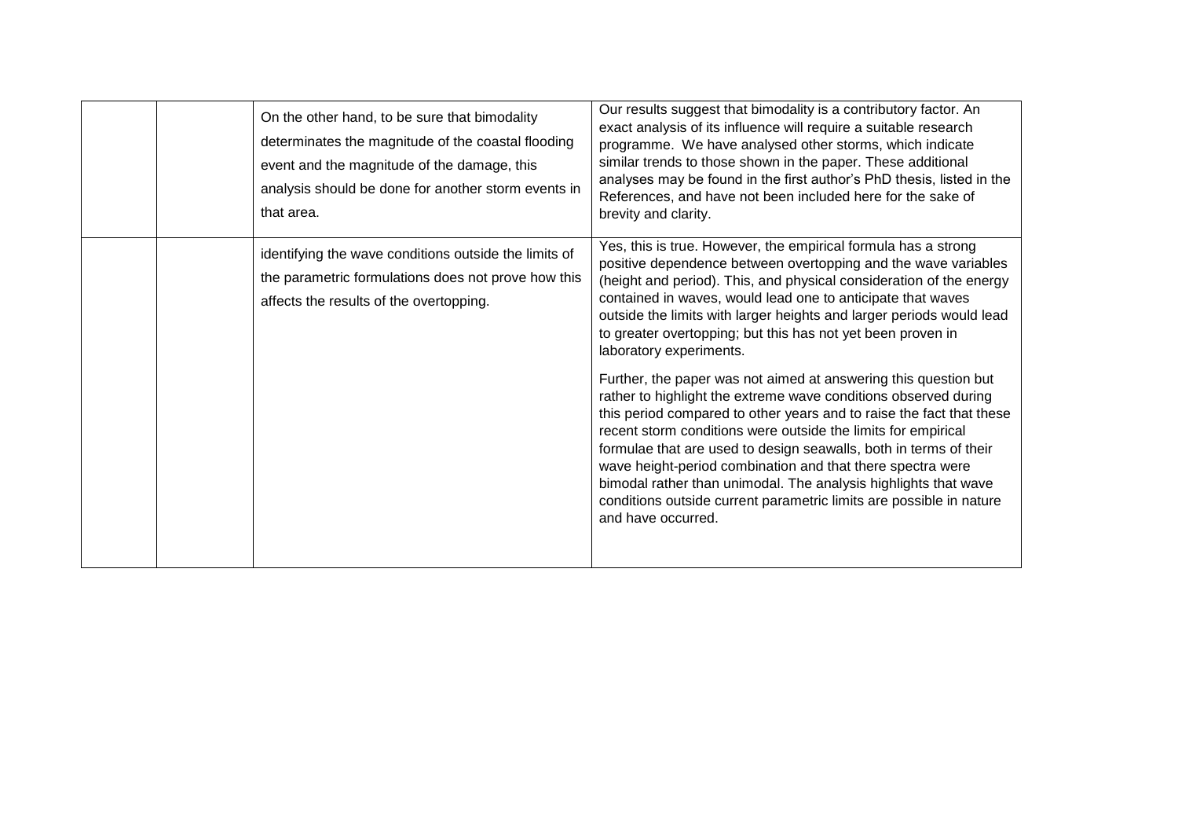| | | | |
|---|---|---|---|
| | | On the other hand, to be sure that bimodality determinates the magnitude of the coastal flooding event and the magnitude of the damage, this analysis should be done for another storm events in that area. | Our results suggest that bimodality is a contributory factor. An exact analysis of its influence will require a suitable research programme. We have analysed other storms, which indicate similar trends to those shown in the paper. These additional analyses may be found in the first author's PhD thesis, listed in the References, and have not been included here for the sake of brevity and clarity. |
| | | identifying the wave conditions outside the limits of the parametric formulations does not prove how this affects the results of the overtopping. | Yes, this is true. However, the empirical formula has a strong positive dependence between overtopping and the wave variables (height and period). This, and physical consideration of the energy contained in waves, would lead one to anticipate that waves outside the limits with larger heights and larger periods would lead to greater overtopping; but this has not yet been proven in laboratory experiments.<br><br>Further, the paper was not aimed at answering this question but rather to highlight the extreme wave conditions observed during this period compared to other years and to raise the fact that these recent storm conditions were outside the limits for empirical formulae that are used to design seawalls, both in terms of their wave height-period combination and that there spectra were bimodal rather than unimodal. The analysis highlights that wave conditions outside current parametric limits are possible in nature and have occurred. |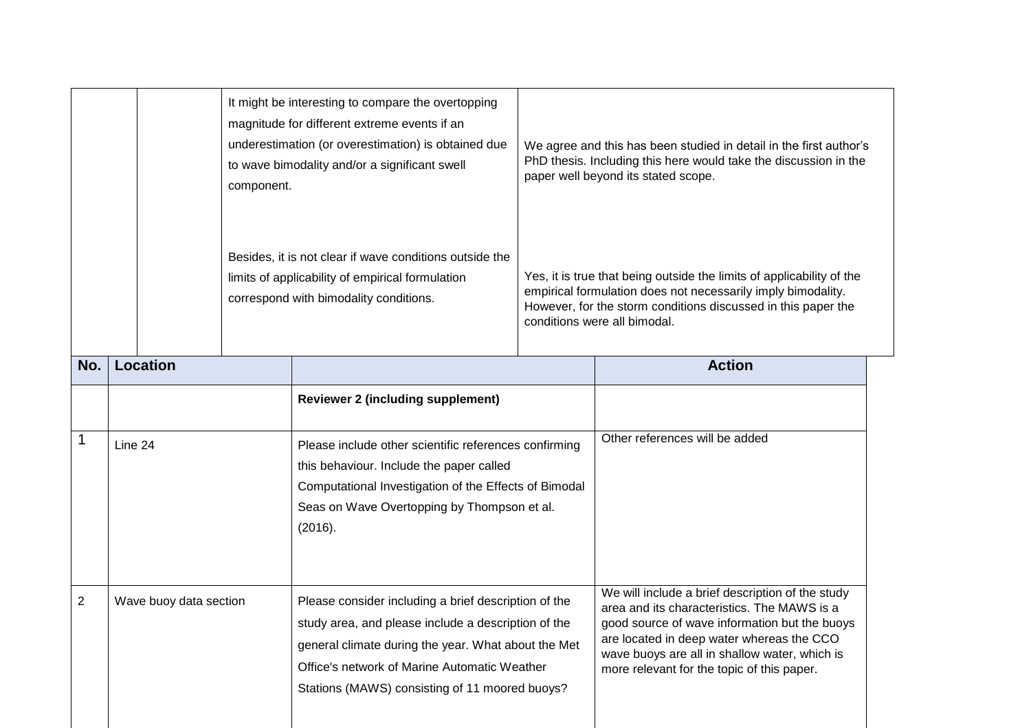| | | | |
|---|---|---|---|
| | | It might be interesting to compare the overtopping magnitude for different extreme events if an underestimation (or overestimation) is obtained due to wave bimodality and/or a significant swell component. | We agree and this has been studied in detail in the first author's PhD thesis. Including this here would take the discussion in the paper well beyond its stated scope. |
| | | Besides, it is not clear if wave conditions outside the limits of applicability of empirical formulation correspond with bimodality conditions. | Yes, it is true that being outside the limits of applicability of the empirical formulation does not necessarily imply bimodality. However, for the storm conditions discussed in this paper the conditions were all bimodal. |

| No. | Location | | Action |
|---|---|---|---|
| | | **Reviewer 2 (including supplement)** | |
| 1 | Line 24 | Please include other scientific references confirming this behaviour. Include the paper called Computational Investigation of the Effects of Bimodal Seas on Wave Overtopping by Thompson et al. (2016). | Other references will be added |
| 2 | Wave buoy data section | Please consider including a brief description of the study area, and please include a description of the general climate during the year. What about the Met Office's network of Marine Automatic Weather Stations (MAWS) consisting of 11 moored buoys? | We will include a brief description of the study area and its characteristics. The MAWS is a good source of wave information but the buoys are located in deep water whereas the CCO wave buoys are all in shallow water, which is more relevant for the topic of this paper. |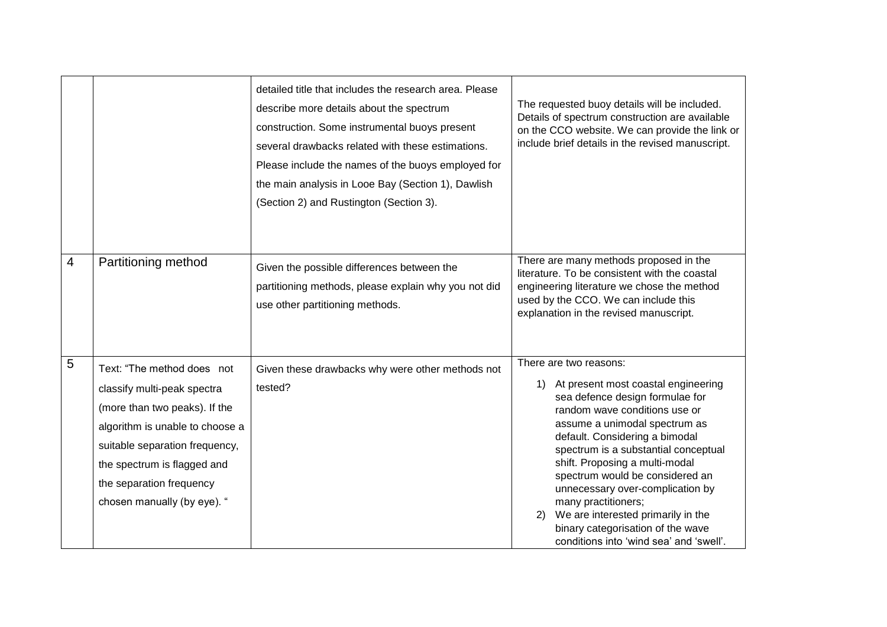| | | | |
|---|---|---|---|
| | | detailed title that includes the research area. Please describe more details about the spectrum construction. Some instrumental buoys present several drawbacks related with these estimations. Please include the names of the buoys employed for the main analysis in Looe Bay (Section 1), Dawlish (Section 2) and Rustington (Section 3). | The requested buoy details will be included. Details of spectrum construction are available on the CCO website. We can provide the link or include brief details in the revised manuscript. |
| 4 | Partitioning method | Given the possible differences between the partitioning methods, please explain why you not did use other partitioning methods. | There are many methods proposed in the literature. To be consistent with the coastal engineering literature we chose the method used by the CCO. We can include this explanation in the revised manuscript. |
| 5 | Text: "The method does not classify multi-peak spectra (more than two peaks). If the algorithm is unable to choose a suitable separation frequency, the spectrum is flagged and the separation frequency chosen manually (by eye). " | Given these drawbacks why were other methods not tested? | There are two reasons:<br>1) At present most coastal engineering sea defence design formulae for random wave conditions use or assume a unimodal spectrum as default. Considering a bimodal spectrum is a substantial conceptual shift. Proposing a multi-modal spectrum would be considered an unnecessary over-complication by many practitioners;<br>2) We are interested primarily in the binary categorisation of the wave conditions into 'wind sea' and 'swell'. |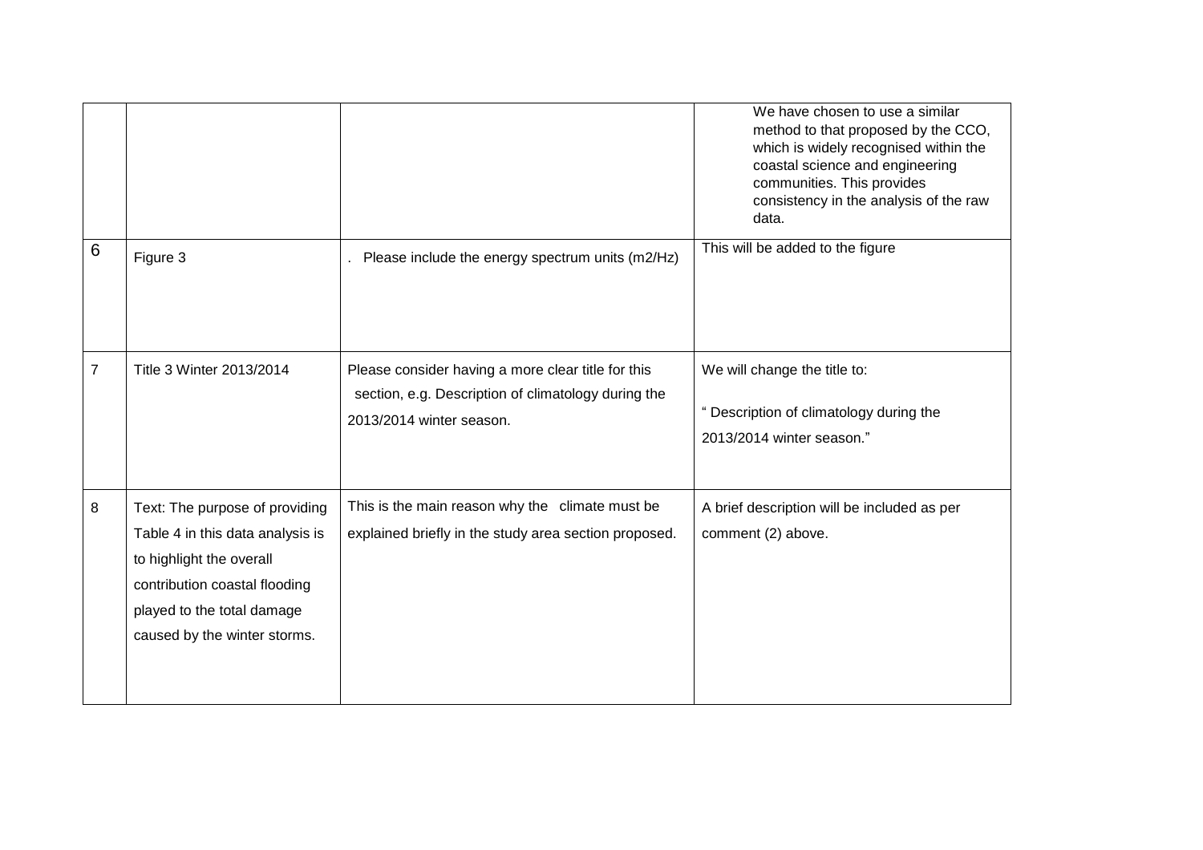|  |  |  | We have chosen to use a similar method to that proposed by the CCO, which is widely recognised within the coastal science and engineering communities. This provides consistency in the analysis of the raw data. |
| --- | --- | --- | --- |
| 6 | Figure 3 | . Please include the energy spectrum units (m2/Hz) | This will be added to the figure |
| 7 | Title 3 Winter 2013/2014 | Please consider having a more clear title for this section, e.g. Description of climatology during the 2013/2014 winter season. | We will change the title to: " Description of climatology during the 2013/2014 winter season." |
| 8 | Text: The purpose of providing Table 4 in this data analysis is to highlight the overall contribution coastal flooding played to the total damage caused by the winter storms. | This is the main reason why the climate must be explained briefly in the study area section proposed. | A brief description will be included as per comment (2) above. |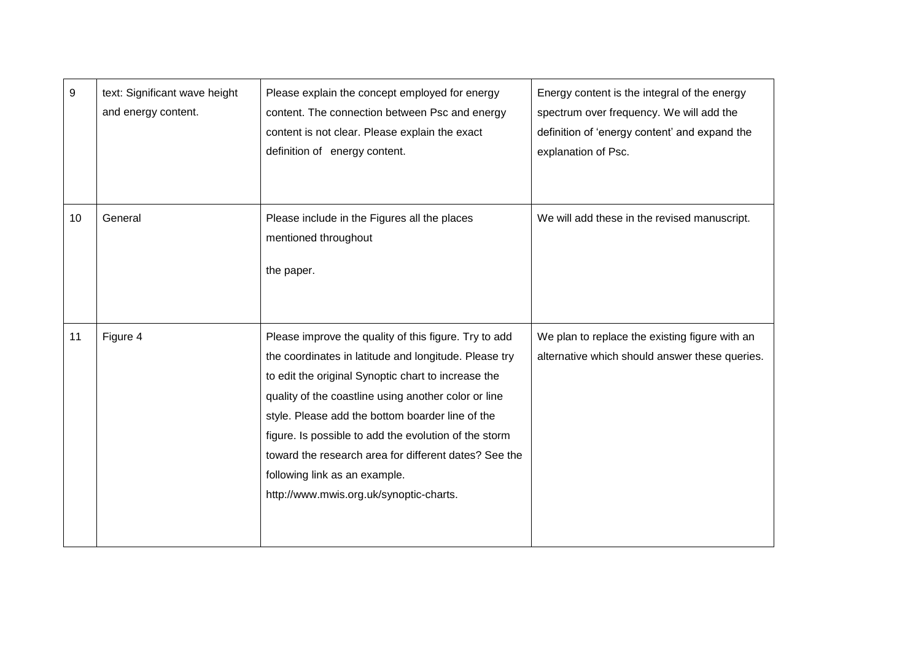| 9 | text: Significant wave height and energy content. | Please explain the concept employed for energy content. The connection between Psc and energy content is not clear. Please explain the exact definition of energy content. | Energy content is the integral of the energy spectrum over frequency. We will add the definition of ‘energy content’ and expand the explanation of Psc. |
|---|---|---|---|
| 10 | General | Please include in the Figures all the places mentioned throughout the paper. | We will add these in the revised manuscript. |
| 11 | Figure 4 | Please improve the quality of this figure. Try to add the coordinates in latitude and longitude. Please try to edit the original Synoptic chart to increase the quality of the coastline using another color or line style. Please add the bottom boarder line of the figure. Is possible to add the evolution of the storm toward the research area for different dates? See the following link as an example. http://www.mwis.org.uk/synoptic-charts. | We plan to replace the existing figure with an alternative which should answer these queries. |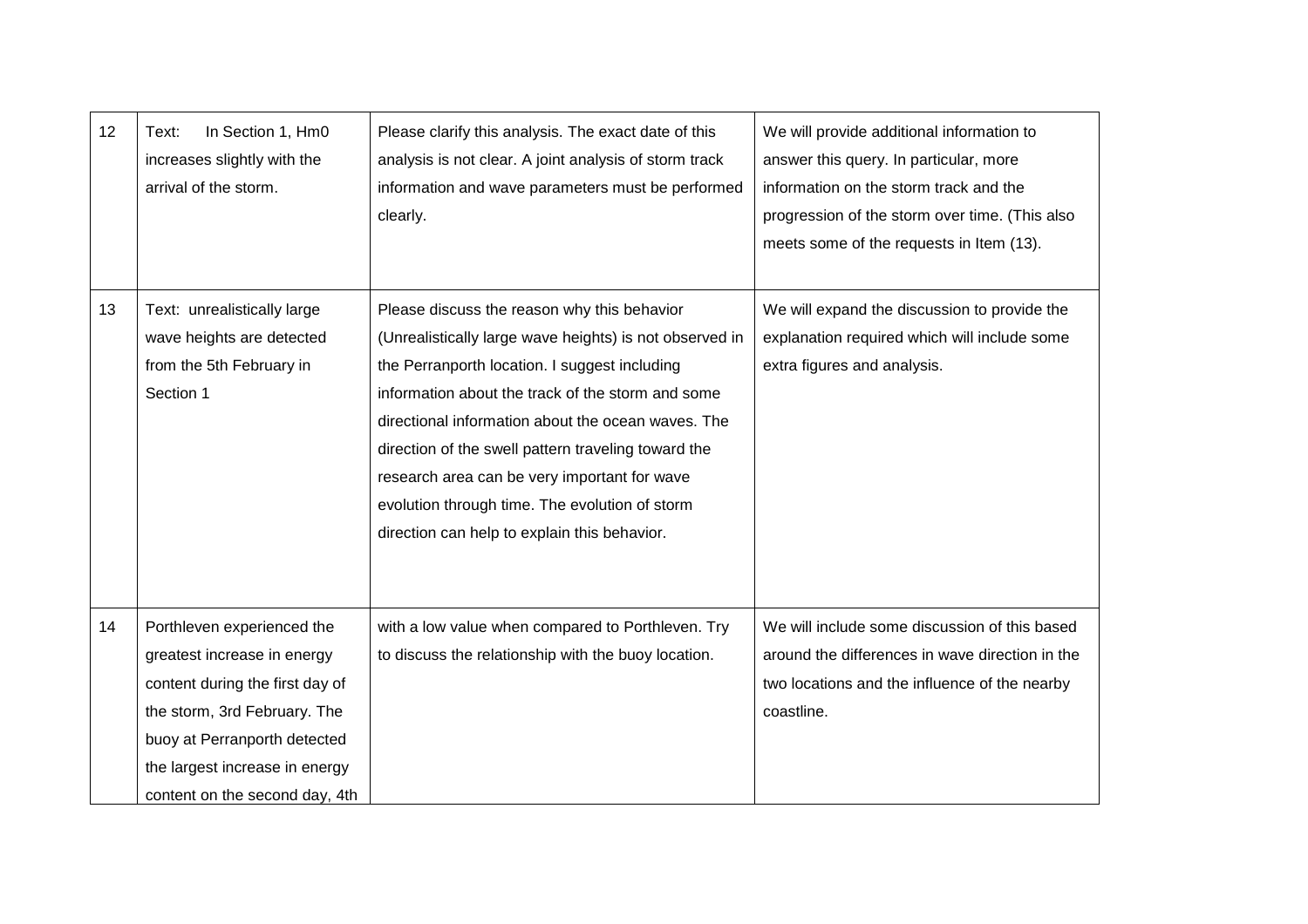| 12 | Text: In Section 1, Hm0 increases slightly with the arrival of the storm. | Please clarify this analysis. The exact date of this analysis is not clear. A joint analysis of storm track information and wave parameters must be performed clearly. | We will provide additional information to answer this query. In particular, more information on the storm track and the progression of the storm over time. (This also meets some of the requests in Item (13). |
|---|---|---|---|
| 13 | Text: unrealistically large wave heights are detected from the 5th February in Section 1 | Please discuss the reason why this behavior (Unrealistically large wave heights) is not observed in the Perranporth location. I suggest including information about the track of the storm and some directional information about the ocean waves. The direction of the swell pattern traveling toward the research area can be very important for wave evolution through time. The evolution of storm direction can help to explain this behavior. | We will expand the discussion to provide the explanation required which will include some extra figures and analysis. |
| 14 | Porthleven experienced the greatest increase in energy content during the first day of the storm, 3rd February. The buoy at Perranporth detected the largest increase in energy content on the second day, 4th | with a low value when compared to Porthleven. Try to discuss the relationship with the buoy location. | We will include some discussion of this based around the differences in wave direction in the two locations and the influence of the nearby coastline. |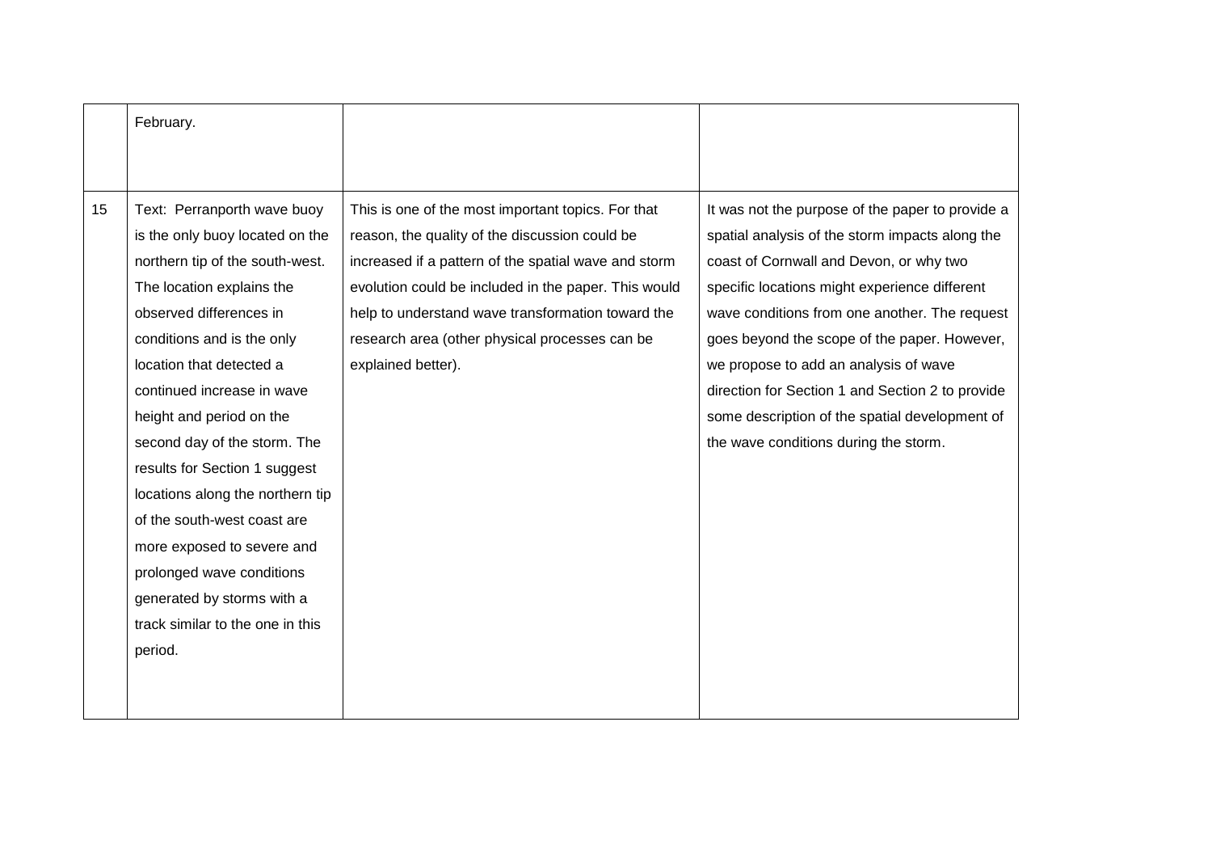|  | February. |  |  |
|---|---|---|---|
| 15 | Text: Perranporth wave buoy is the only buoy located on the northern tip of the south-west. The location explains the observed differences in conditions and is the only location that detected a continued increase in wave height and period on the second day of the storm. The results for Section 1 suggest locations along the northern tip of the south-west coast are more exposed to severe and prolonged wave conditions generated by storms with a track similar to the one in this period. | This is one of the most important topics. For that reason, the quality of the discussion could be increased if a pattern of the spatial wave and storm evolution could be included in the paper. This would help to understand wave transformation toward the research area (other physical processes can be explained better). | It was not the purpose of the paper to provide a spatial analysis of the storm impacts along the coast of Cornwall and Devon, or why two specific locations might experience different wave conditions from one another. The request goes beyond the scope of the paper. However, we propose to add an analysis of wave direction for Section 1 and Section 2 to provide some description of the spatial development of the wave conditions during the storm. |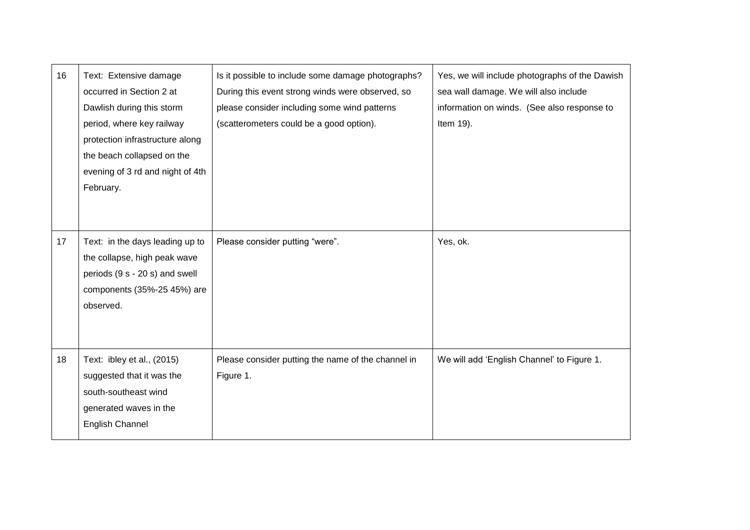| | | | |
|---|---|---|---|
| 16 | Text: Extensive damage occurred in Section 2 at Dawlish during this storm period, where key railway protection infrastructure along the beach collapsed on the evening of 3 rd and night of 4th February. | Is it possible to include some damage photographs? During this event strong winds were observed, so please consider including some wind patterns (scatterometers could be a good option). | Yes, we will include photographs of the Dawish sea wall damage. We will also include information on winds. (See also response to Item 19). |
| 17 | Text: in the days leading up to the collapse, high peak wave periods (9 s - 20 s) and swell components (35%-25 45%) are observed. | Please consider putting "were". | Yes, ok. |
| 18 | Text: ibley et al., (2015) suggested that it was the south-southeast wind generated waves in the English Channel | Please consider putting the name of the channel in Figure 1. | We will add 'English Channel' to Figure 1. |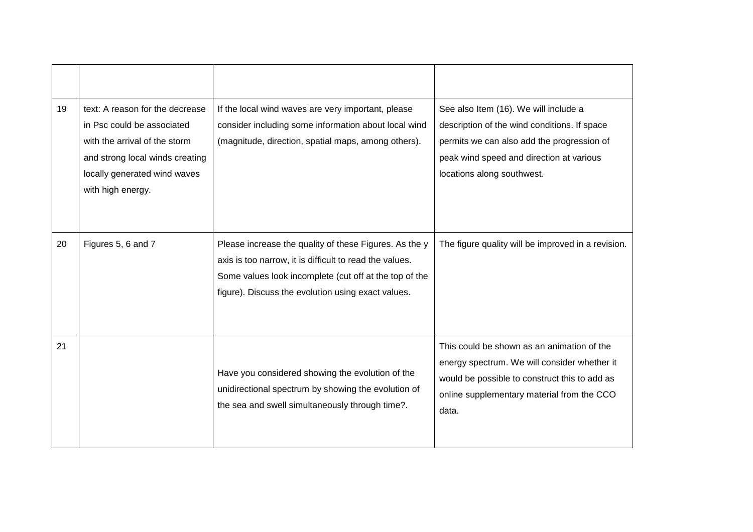| | | | |
|---|---|---|---|
| 19 | text: A reason for the decrease in Psc could be associated with the arrival of the storm and strong local winds creating locally generated wind waves with high energy. | If the local wind waves are very important, please consider including some information about local wind (magnitude, direction, spatial maps, among others). | See also Item (16). We will include a description of the wind conditions. If space permits we can also add the progression of peak wind speed and direction at various locations along southwest. |
| 20 | Figures 5, 6 and 7 | Please increase the quality of these Figures. As the y axis is too narrow, it is difficult to read the values. Some values look incomplete (cut off at the top of the figure). Discuss the evolution using exact values. | The figure quality will be improved in a revision. |
| 21 | | Have you considered showing the evolution of the unidirectional spectrum by showing the evolution of the sea and swell simultaneously through time?. | This could be shown as an animation of the energy spectrum. We will consider whether it would be possible to construct this to add as online supplementary material from the CCO data. |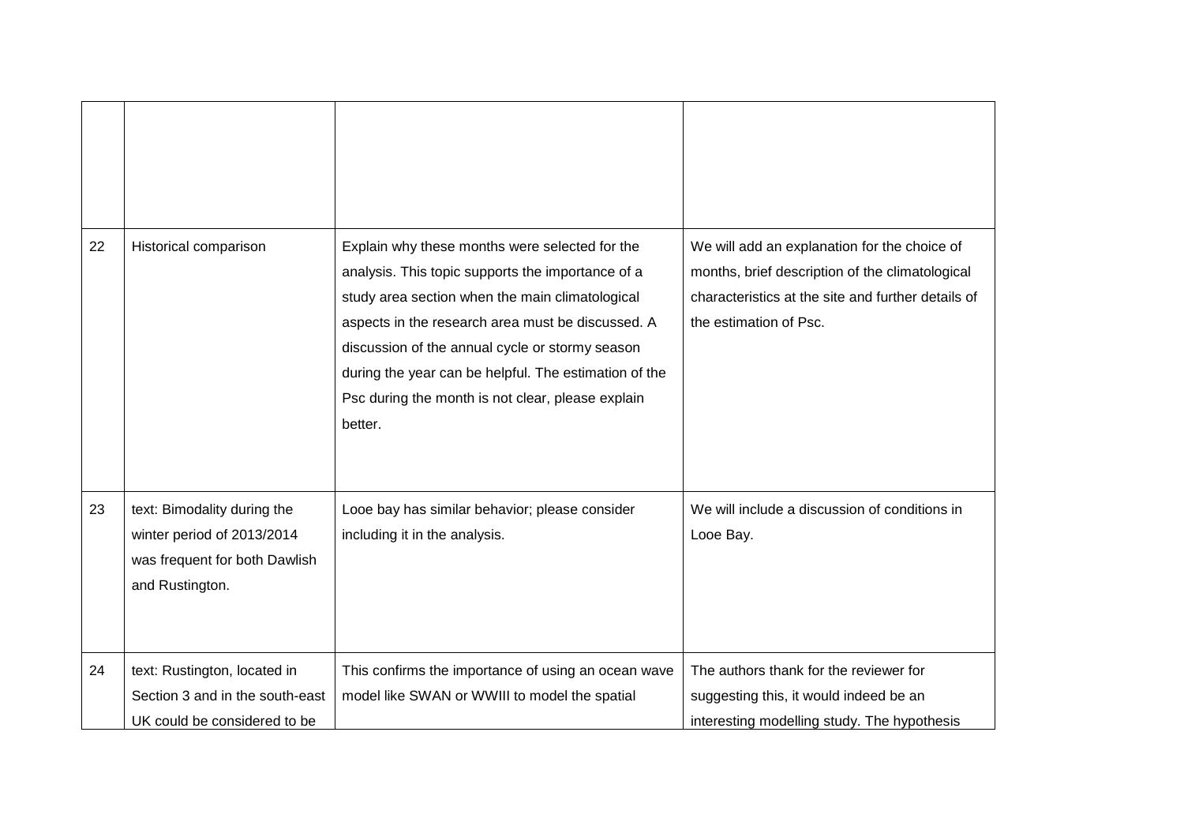| | | | |
|---|---|---|---|
| | | | |
| 22 | Historical comparison | Explain why these months were selected for the analysis. This topic supports the importance of a study area section when the main climatological aspects in the research area must be discussed. A discussion of the annual cycle or stormy season during the year can be helpful. The estimation of the Psc during the month is not clear, please explain better. | We will add an explanation for the choice of months, brief description of the climatological characteristics at the site and further details of the estimation of Psc. |
| 23 | text: Bimodality during the winter period of 2013/2014 was frequent for both Dawlish and Rustington. | Looe bay has similar behavior; please consider including it in the analysis. | We will include a discussion of conditions in Looe Bay. |
| 24 | text: Rustington, located in Section 3 and in the south-east UK could be considered to be | This confirms the importance of using an ocean wave model like SWAN or WWIII to model the spatial | The authors thank for the reviewer for suggesting this, it would indeed be an interesting modelling study. The hypothesis |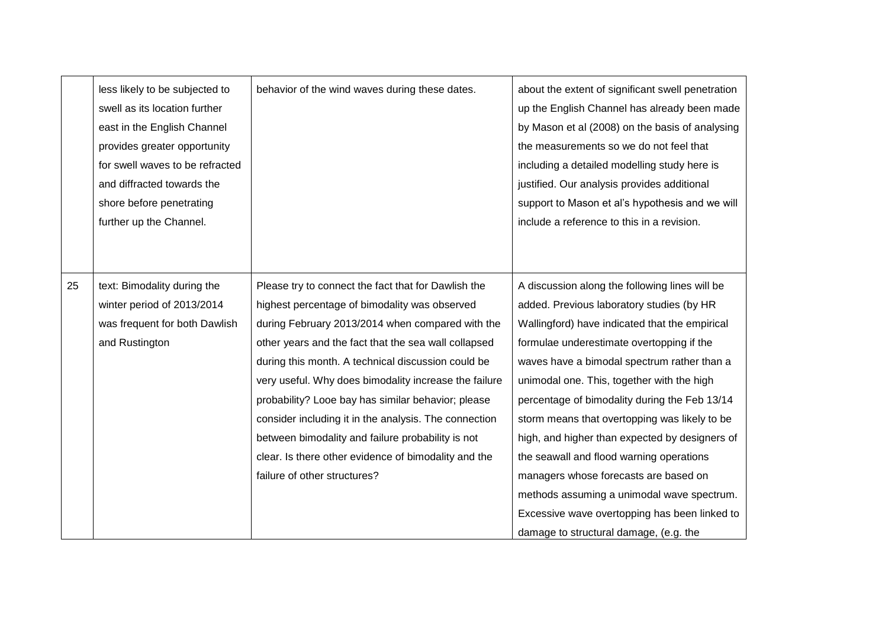|  | less likely to be subjected to swell as its location further east in the English Channel provides greater opportunity for swell waves to be refracted and diffracted towards the shore before penetrating further up the Channel. | behavior of the wind waves during these dates. | about the extent of significant swell penetration up the English Channel has already been made by Mason et al (2008) on the basis of analysing the measurements so we do not feel that including a detailed modelling study here is justified. Our analysis provides additional support to Mason et al's hypothesis and we will include a reference to this in a revision. |
|---|---|---|---|
| 25 | text: Bimodality during the winter period of 2013/2014 was frequent for both Dawlish and Rustington | Please try to connect the fact that for Dawlish the highest percentage of bimodality was observed during February 2013/2014 when compared with the other years and the fact that the sea wall collapsed during this month. A technical discussion could be very useful. Why does bimodality increase the failure probability? Looe bay has similar behavior; please consider including it in the analysis. The connection between bimodality and failure probability is not clear. Is there other evidence of bimodality and the failure of other structures? | A discussion along the following lines will be added. Previous laboratory studies (by HR Wallingford) have indicated that the empirical formulae underestimate overtopping if the waves have a bimodal spectrum rather than a unimodal one. This, together with the high percentage of bimodality during the Feb 13/14 storm means that overtopping was likely to be high, and higher than expected by designers of the seawall and flood warning operations managers whose forecasts are based on methods assuming a unimodal wave spectrum. Excessive wave overtopping has been linked to damage to structural damage, (e.g. the |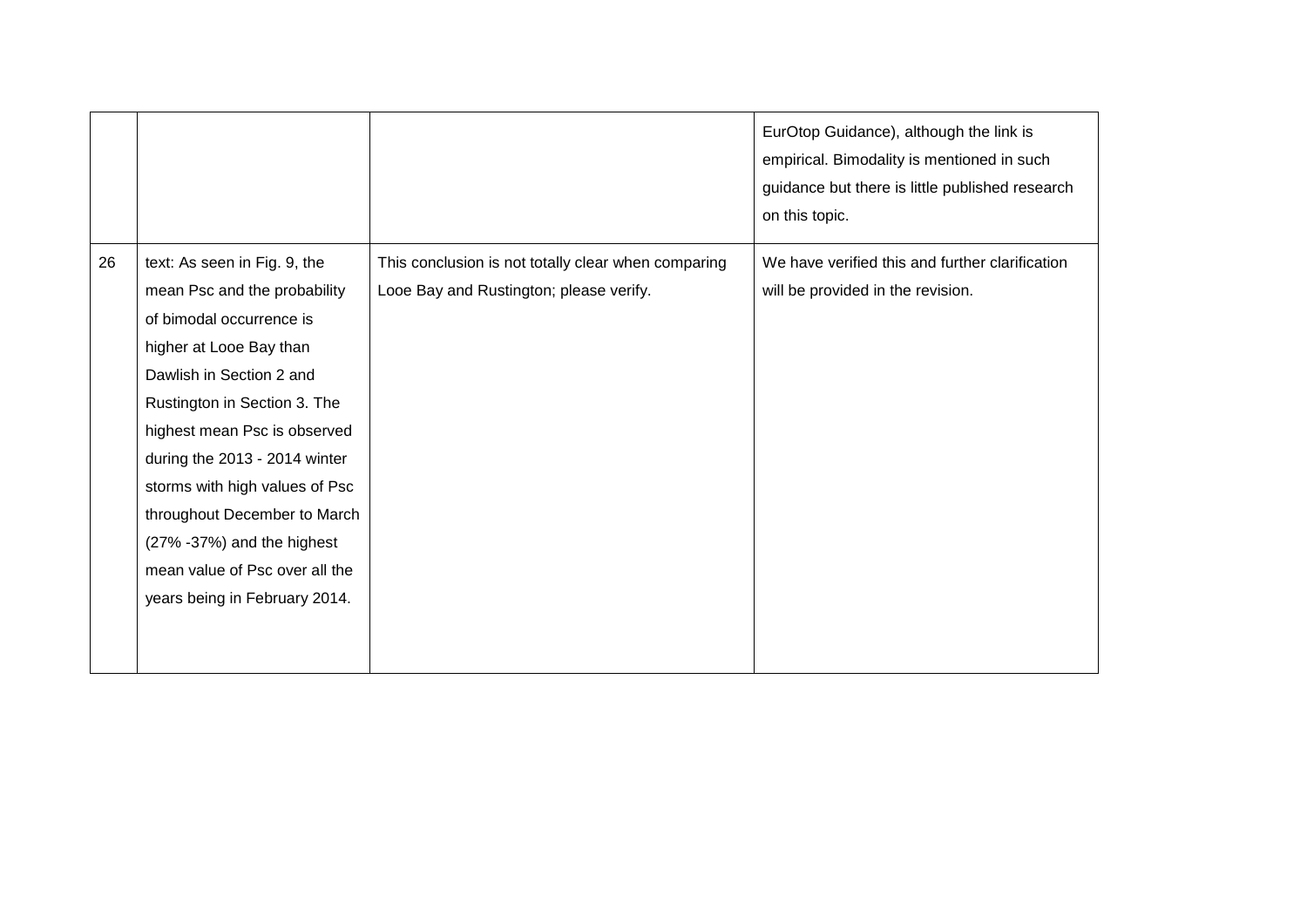| | | | |
|---|---|---|---|
| | | | EurOtop Guidance), although the link is empirical. Bimodality is mentioned in such guidance but there is little published research on this topic. |
| 26 | text: As seen in Fig. 9, the mean Psc and the probability of bimodal occurrence is higher at Looe Bay than Dawlish in Section 2 and Rustington in Section 3. The highest mean Psc is observed during the 2013 - 2014 winter storms with high values of Psc throughout December to March (27% -37%) and the highest mean value of Psc over all the years being in February 2014. | This conclusion is not totally clear when comparing Looe Bay and Rustington; please verify. | We have verified this and further clarification will be provided in the revision. |